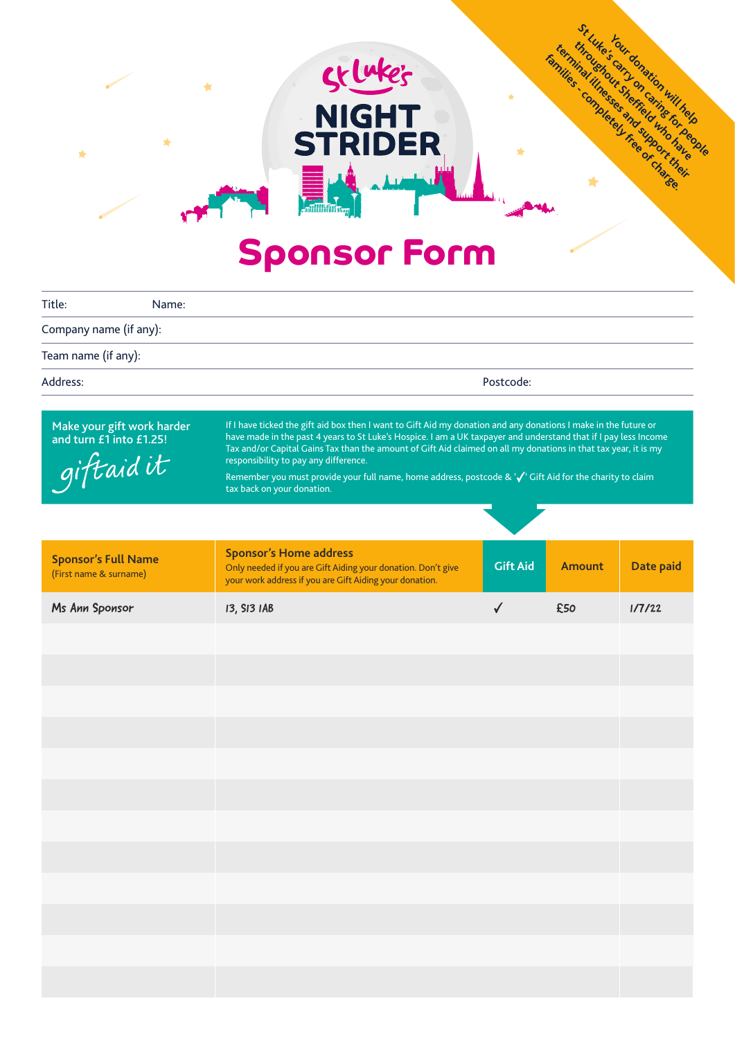St Luke's

# NIGHT STRIDER

Your donation will help St Luke's carry on caring for people throughout Sheffield who have terminal illnesses and support their families - completely free of charge.

# Sponsor Form

Title: Name:

Company name (if any):

Team name (if any):

Address: Postcode:

**Make your gift work harder and turn £1 into £1.25!**

*giftaid it*

If I have ticked the gift aid box then I want to Gift Aid my donation and any donations I make in the future or have made in the past 4 years to St Luke's Hospice. I am a UK taxpayer and understand that if I pay less Income Tax and/or Capital Gains Tax than the amount of Gift Aid claimed on all my donations in that tax year, it is my responsibility to pay any difference.

Remember you must provide your full name, home address, postcode & '✓' Gift Aid for the charity to claim tax back on your donation.

| Sponsor's Full Name (First name & surname) | Sponsor's Home address Only needed if you are Gift Aiding your donation. Don't give your work address if you are Gift Aiding your donation. | Gift Aid | Amount | Date paid |
|---|---|---|---|---|
| Ms Ann Sponsor | 13, S13 1AB | ✓ | £50 | 1/7/22 |
| | | | | |
| | | | | |
| | | | | |
| | | | | |
| | | | | |
| | | | | |
| | | | | |
| | | | | |
| | | | | |
| | | | | |
| | | | | |
| | | | | |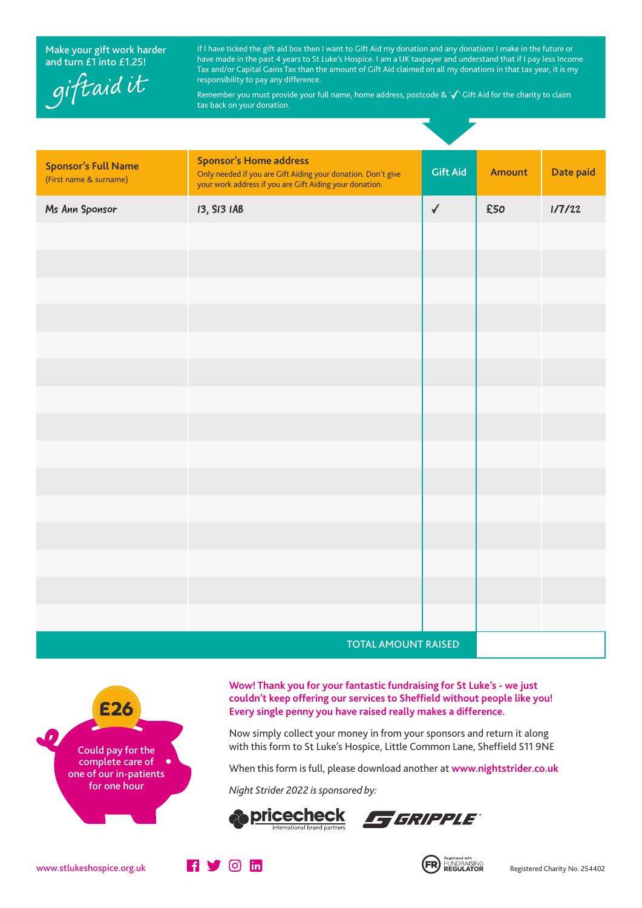Make your gift work harder and turn £1 into £1.25!

*giftaid it*

If I have ticked the gift aid box then I want to Gift Aid my donation and any donations I make in the future or have made in the past 4 years to St Luke's Hospice. I am a UK taxpayer and understand that if I pay less Income Tax and/or Capital Gains Tax than the amount of Gift Aid claimed on all my donations in that tax year, it is my responsibility to pay any difference.

Remember you must provide your full name, home address, postcode & '✓' Gift Aid for the charity to claim tax back on your donation.

| Sponsor's Full Name (First name & surname) | Sponsor's Home address Only needed if you are Gift Aiding your donation. Don't give your work address if you are Gift Aiding your donation. | Gift Aid | Amount | Date paid |
|---|---|---|---|---|
| Ms Ann Sponsor | 13, S13 1AB | ✓ | £50 | 1/7/22 |
| | | | | |
| | | | | |
| | | | | |
| | | | | |
| | | | | |
| | | | | |
| | | | | |
| | | | | |
| | | | | |
| | | | | |
| | | | | |
| | | | | |
| | | | | |
| | | | | |
| | | | | |
| | | | | |
| TOTAL AMOUNT RAISED | | | | |

£26 Could pay for the complete care of one of our in-patients for one hour

**Wow! Thank you for your fantastic fundraising for St Luke's - we just couldn't keep offering our services to Sheffield without people like you! Every single penny you have raised really makes a difference.**

Now simply collect your money in from your sponsors and return it along with this form to St Luke's Hospice, Little Common Lane, Sheffield S11 9NE

When this form is full, please download another at www.nightstrider.co.uk

*Night Strider 2022 is sponsored by:*

pricecheck international brand partners

GRIPPLE

www.stlukeshospice.org.uk

Registered with FUNDRAISING REGULATOR

Registered Charity No. 254402